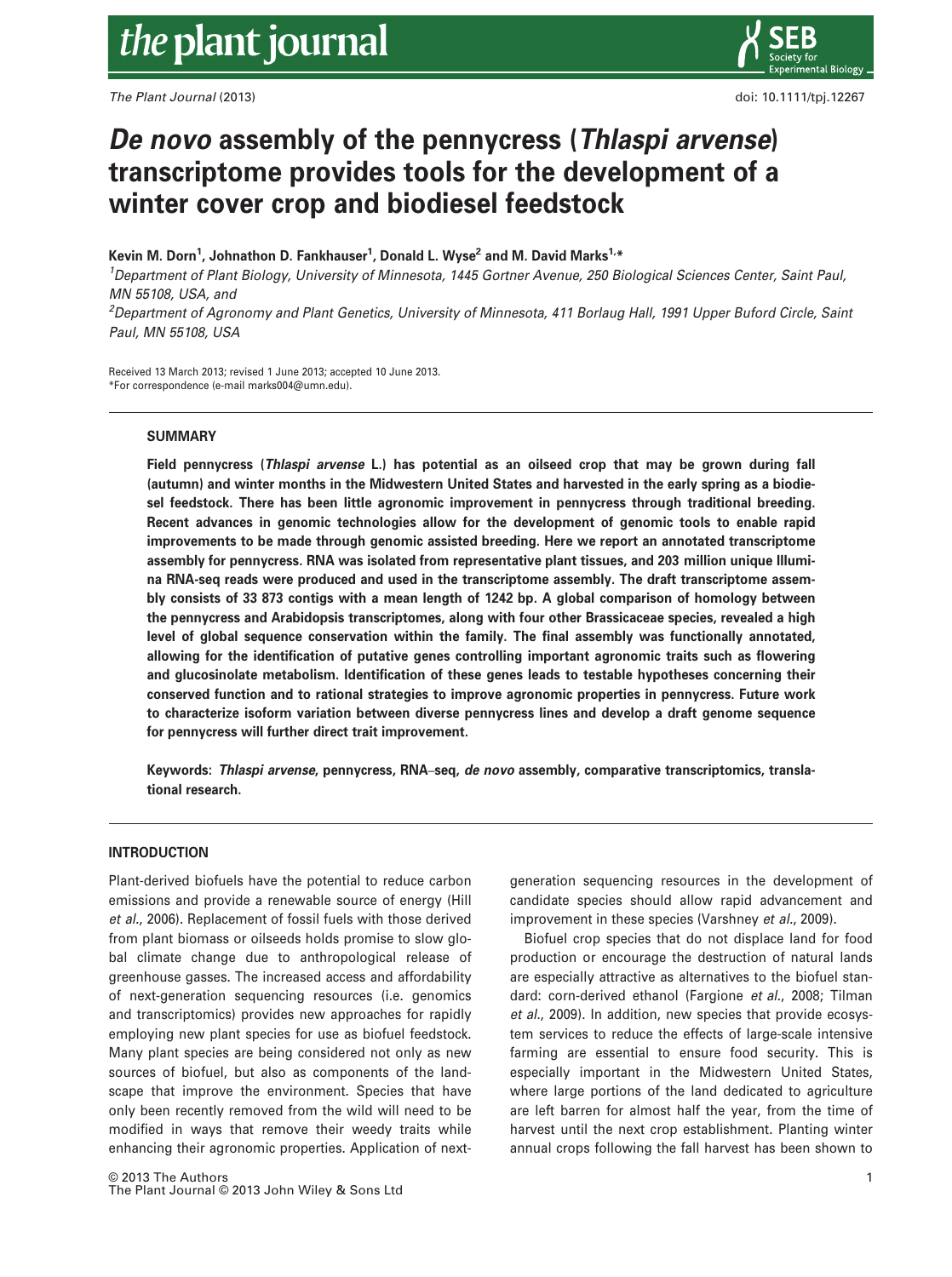# *De novo* assembly of the pennycress (*Thlaspi arvense*) transcriptome provides tools for the development of a winter cover crop and biodiesel feedstock

**Kevin M. Dorn[1], Johnathon D. Fankhauser[1], Donald L. Wyse[2] and M. David Marks[1,*]**

[1]Department of Plant Biology, University of Minnesota, 1445 Gortner Avenue, 250 Biological Sciences Center, Saint Paul, MN 55108, USA, and

[2]Department of Agronomy and Plant Genetics, University of Minnesota, 411 Borlaug Hall, 1991 Upper Buford Circle, Saint Paul, MN 55108, USA

Received 13 March 2013; revised 1 June 2013; accepted 10 June 2013.
*For correspondence (e-mail marks004@umn.edu).

## SUMMARY

**Field pennycress (*Thlaspi arvense* L.) has potential as an oilseed crop that may be grown during fall (autumn) and winter months in the Midwestern United States and harvested in the early spring as a biodiesel feedstock. There has been little agronomic improvement in pennycress through traditional breeding. Recent advances in genomic technologies allow for the development of genomic tools to enable rapid improvements to be made through genomic assisted breeding. Here we report an annotated transcriptome assembly for pennycress. RNA was isolated from representative plant tissues, and 203 million unique Illumina RNA-seq reads were produced and used in the transcriptome assembly. The draft transcriptome assembly consists of 33 873 contigs with a mean length of 1242 bp. A global comparison of homology between the pennycress and Arabidopsis transcriptomes, along with four other Brassicaceae species, revealed a high level of global sequence conservation within the family. The final assembly was functionally annotated, allowing for the identification of putative genes controlling important agronomic traits such as flowering and glucosinolate metabolism. Identification of these genes leads to testable hypotheses concerning their conserved function and to rational strategies to improve agronomic properties in pennycress. Future work to characterize isoform variation between diverse pennycress lines and develop a draft genome sequence for pennycress will further direct trait improvement.**

**Keywords: *Thlaspi arvense*, pennycress, RNA–seq, *de novo* assembly, comparative transcriptomics, translational research.**

## INTRODUCTION

Plant-derived biofuels have the potential to reduce carbon emissions and provide a renewable source of energy (Hill *et al.*, 2006). Replacement of fossil fuels with those derived from plant biomass or oilseeds holds promise to slow global climate change due to anthropological release of greenhouse gasses. The increased access and affordability of next-generation sequencing resources (i.e. genomics and transcriptomics) provides new approaches for rapidly employing new plant species for use as biofuel feedstock. Many plant species are being considered not only as new sources of biofuel, but also as components of the landscape that improve the environment. Species that have only been recently removed from the wild will need to be modified in ways that remove their weedy traits while enhancing their agronomic properties. Application of next-generation sequencing resources in the development of candidate species should allow rapid advancement and improvement in these species (Varshney *et al.*, 2009).

Biofuel crop species that do not displace land for food production or encourage the destruction of natural lands are especially attractive as alternatives to the biofuel standard: corn-derived ethanol (Fargione *et al.*, 2008; Tilman *et al.*, 2009). In addition, new species that provide ecosystem services to reduce the effects of large-scale intensive farming are essential to ensure food security. This is especially important in the Midwestern United States, where large portions of the land dedicated to agriculture are left barren for almost half the year, from the time of harvest until the next crop establishment. Planting winter annual crops following the fall harvest has been shown to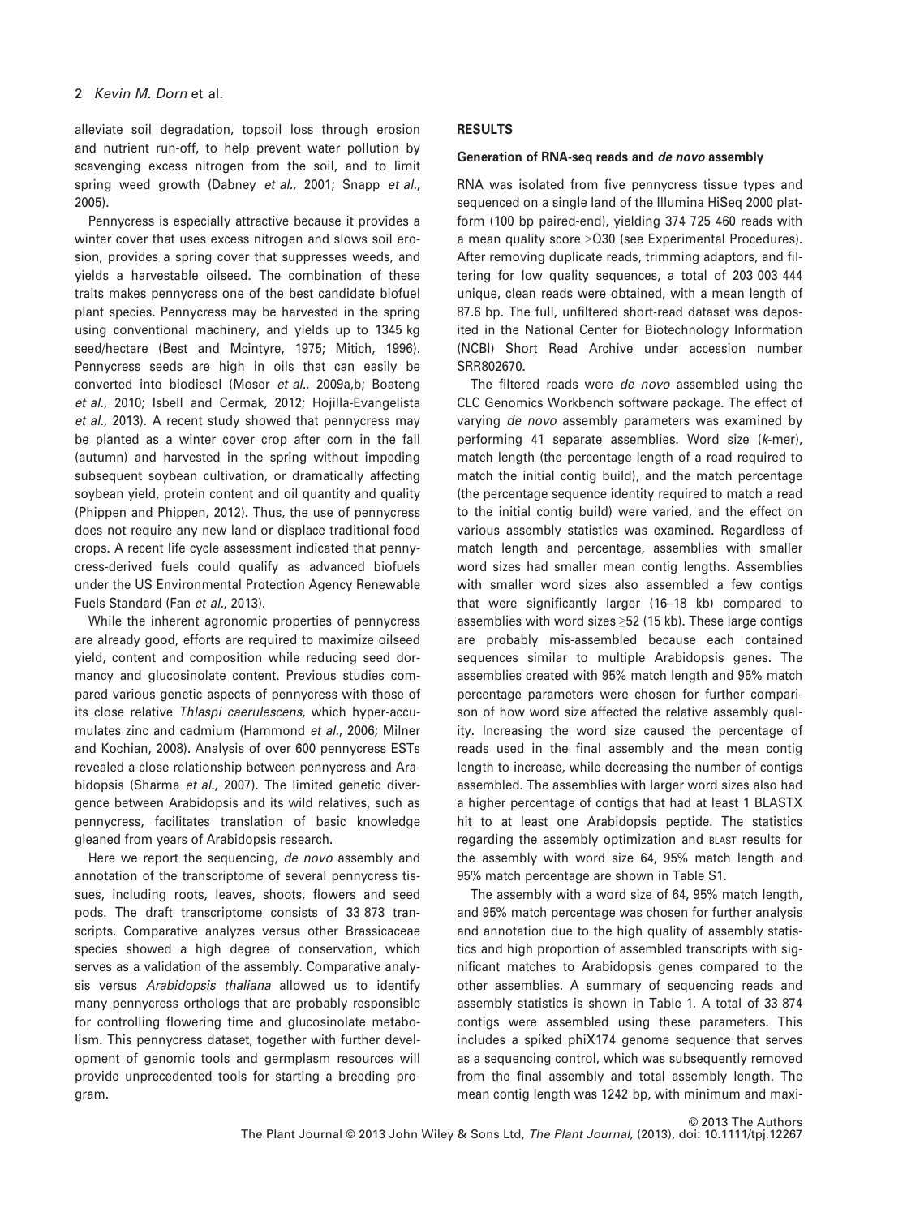alleviate soil degradation, topsoil loss through erosion and nutrient run-off, to help prevent water pollution by scavenging excess nitrogen from the soil, and to limit spring weed growth (Dabney *et al.*, 2001; Snapp *et al.*, 2005).

Pennycress is especially attractive because it provides a winter cover that uses excess nitrogen and slows soil erosion, provides a spring cover that suppresses weeds, and yields a harvestable oilseed. The combination of these traits makes pennycress one of the best candidate biofuel plant species. Pennycress may be harvested in the spring using conventional machinery, and yields up to 1345 kg seed/hectare (Best and Mcintyre, 1975; Mitich, 1996). Pennycress seeds are high in oils that can easily be converted into biodiesel (Moser *et al.*, 2009a,b; Boateng *et al.*, 2010; Isbell and Cermak, 2012; Hojilla-Evangelista *et al.*, 2013). A recent study showed that pennycress may be planted as a winter cover crop after corn in the fall (autumn) and harvested in the spring without impeding subsequent soybean cultivation, or dramatically affecting soybean yield, protein content and oil quantity and quality (Phippen and Phippen, 2012). Thus, the use of pennycress does not require any new land or displace traditional food crops. A recent life cycle assessment indicated that pennycress-derived fuels could qualify as advanced biofuels under the US Environmental Protection Agency Renewable Fuels Standard (Fan *et al.*, 2013).

While the inherent agronomic properties of pennycress are already good, efforts are required to maximize oilseed yield, content and composition while reducing seed dormancy and glucosinolate content. Previous studies compared various genetic aspects of pennycress with those of its close relative *Thlaspi caerulescens*, which hyper-accumulates zinc and cadmium (Hammond *et al.*, 2006; Milner and Kochian, 2008). Analysis of over 600 pennycress ESTs revealed a close relationship between pennycress and Arabidopsis (Sharma *et al.*, 2007). The limited genetic divergence between Arabidopsis and its wild relatives, such as pennycress, facilitates translation of basic knowledge gleaned from years of Arabidopsis research.

Here we report the sequencing, *de novo* assembly and annotation of the transcriptome of several pennycress tissues, including roots, leaves, shoots, flowers and seed pods. The draft transcriptome consists of 33 873 transcripts. Comparative analyzes versus other Brassicaceae species showed a high degree of conservation, which serves as a validation of the assembly. Comparative analysis versus *Arabidopsis thaliana* allowed us to identify many pennycress orthologs that are probably responsible for controlling flowering time and glucosinolate metabolism. This pennycress dataset, together with further development of genomic tools and germplasm resources will provide unprecedented tools for starting a breeding program.

## RESULTS

### Generation of RNA-seq reads and *de novo* assembly

RNA was isolated from five pennycress tissue types and sequenced on a single land of the Illumina HiSeq 2000 platform (100 bp paired-end), yielding 374 725 460 reads with a mean quality score >Q30 (see Experimental Procedures). After removing duplicate reads, trimming adaptors, and filtering for low quality sequences, a total of 203 003 444 unique, clean reads were obtained, with a mean length of 87.6 bp. The full, unfiltered short-read dataset was deposited in the National Center for Biotechnology Information (NCBI) Short Read Archive under accession number SRR802670.

The filtered reads were *de novo* assembled using the CLC Genomics Workbench software package. The effect of varying *de novo* assembly parameters was examined by performing 41 separate assemblies. Word size (*k*-mer), match length (the percentage length of a read required to match the initial contig build), and the match percentage (the percentage sequence identity required to match a read to the initial contig build) were varied, and the effect on various assembly statistics was examined. Regardless of match length and percentage, assemblies with smaller word sizes had smaller mean contig lengths. Assemblies with smaller word sizes also assembled a few contigs that were significantly larger (16–18 kb) compared to assemblies with word sizes ≥52 (15 kb). These large contigs are probably mis-assembled because each contained sequences similar to multiple Arabidopsis genes. The assemblies created with 95% match length and 95% match percentage parameters were chosen for further comparison of how word size affected the relative assembly quality. Increasing the word size caused the percentage of reads used in the final assembly and the mean contig length to increase, while decreasing the number of contigs assembled. The assemblies with larger word sizes also had a higher percentage of contigs that had at least 1 BLASTX hit to at least one Arabidopsis peptide. The statistics regarding the assembly optimization and BLAST results for the assembly with word size 64, 95% match length and 95% match percentage are shown in Table S1.

The assembly with a word size of 64, 95% match length, and 95% match percentage was chosen for further analysis and annotation due to the high quality of assembly statistics and high proportion of assembled transcripts with significant matches to Arabidopsis genes compared to the other assemblies. A summary of sequencing reads and assembly statistics is shown in Table 1. A total of 33 874 contigs were assembled using these parameters. This includes a spiked phiX174 genome sequence that serves as a sequencing control, which was subsequently removed from the final assembly and total assembly length. The mean contig length was 1242 bp, with minimum and maxi-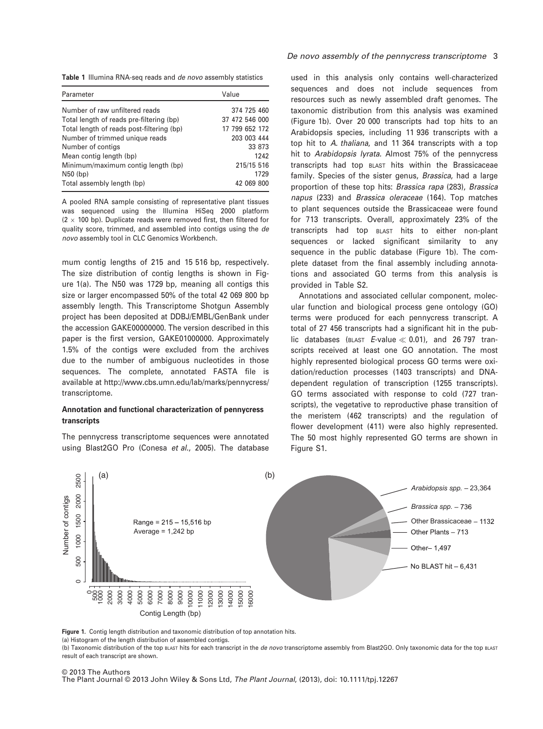**Table 1** Illumina RNA-seq reads and *de novo* assembly statistics

| Parameter | Value |
|---|---|
| Number of raw unfiltered reads | 374 725 460 |
| Total length of reads pre-filtering (bp) | 37 472 546 000 |
| Total length of reads post-filtering (bp) | 17 799 652 172 |
| Number of trimmed unique reads | 203 003 444 |
| Number of contigs | 33 873 |
| Mean contig length (bp) | 1242 |
| Minimum/maximum contig length (bp) | 215/15 516 |
| N50 (bp) | 1729 |
| Total assembly length (bp) | 42 069 800 |

A pooled RNA sample consisting of representative plant tissues was sequenced using the Illumina HiSeq 2000 platform (2 × 100 bp). Duplicate reads were removed first, then filtered for quality score, trimmed, and assembled into contigs using the *de novo* assembly tool in CLC Genomics Workbench.

mum contig lengths of 215 and 15 516 bp, respectively. The size distribution of contig lengths is shown in Figure 1(a). The N50 was 1729 bp, meaning all contigs this size or larger encompassed 50% of the total 42 069 800 bp assembly length. This Transcriptome Shotgun Assembly project has been deposited at DDBJ/EMBL/GenBank under the accession GAKE00000000. The version described in this paper is the first version, GAKE01000000. Approximately 1.5% of the contigs were excluded from the archives due to the number of ambiguous nucleotides in those sequences. The complete, annotated FASTA file is available at http://www.cbs.umn.edu/lab/marks/pennycress/transcriptome.

### Annotation and functional characterization of pennycress transcripts

The pennycress transcriptome sequences were annotated using Blast2GO Pro (Conesa *et al.*, 2005). The database used in this analysis only contains well-characterized sequences and does not include sequences from resources such as newly assembled draft genomes. The taxonomic distribution from this analysis was examined (Figure 1b). Over 20 000 transcripts had top hits to an Arabidopsis species, including 11 936 transcripts with a top hit to *A. thaliana*, and 11 364 transcripts with a top hit to *Arabidopsis lyrata*. Almost 75% of the pennycress transcripts had top BLAST hits within the Brassicaceae family. Species of the sister genus, *Brassica*, had a large proportion of these top hits: *Brassica rapa* (283), *Brassica napus* (233) and *Brassica oleraceae* (164). Top matches to plant sequences outside the Brassicaceae were found for 713 transcripts. Overall, approximately 23% of the transcripts had top BLAST hits to either non-plant sequences or lacked significant similarity to any sequence in the public database (Figure 1b). The complete dataset from the final assembly including annotations and associated GO terms from this analysis is provided in Table S2.

Annotations and associated cellular component, molecular function and biological process gene ontology (GO) terms were produced for each pennycress transcript. A total of 27 456 transcripts had a significant hit in the public databases (BLAST *E*-value ≪ 0.01), and 26 797 transcripts received at least one GO annotation. The most highly represented biological process GO terms were oxidation/reduction processes (1403 transcripts) and DNA-dependent regulation of transcription (1255 transcripts). GO terms associated with response to cold (727 transcripts), the vegetative to reproductive phase transition of the meristem (462 transcripts) and the regulation of flower development (411) were also highly represented. The 50 most highly represented GO terms are shown in Figure S1.

**Figure 1.** Contig length distribution and taxonomic distribution of top annotation hits.
(a) Histogram of the length distribution of assembled contigs.
(b) Taxonomic distribution of the top BLAST hits for each transcript in the *de novo* transcriptome assembly from Blast2GO. Only taxonomic data for the top BLAST result of each transcript are shown.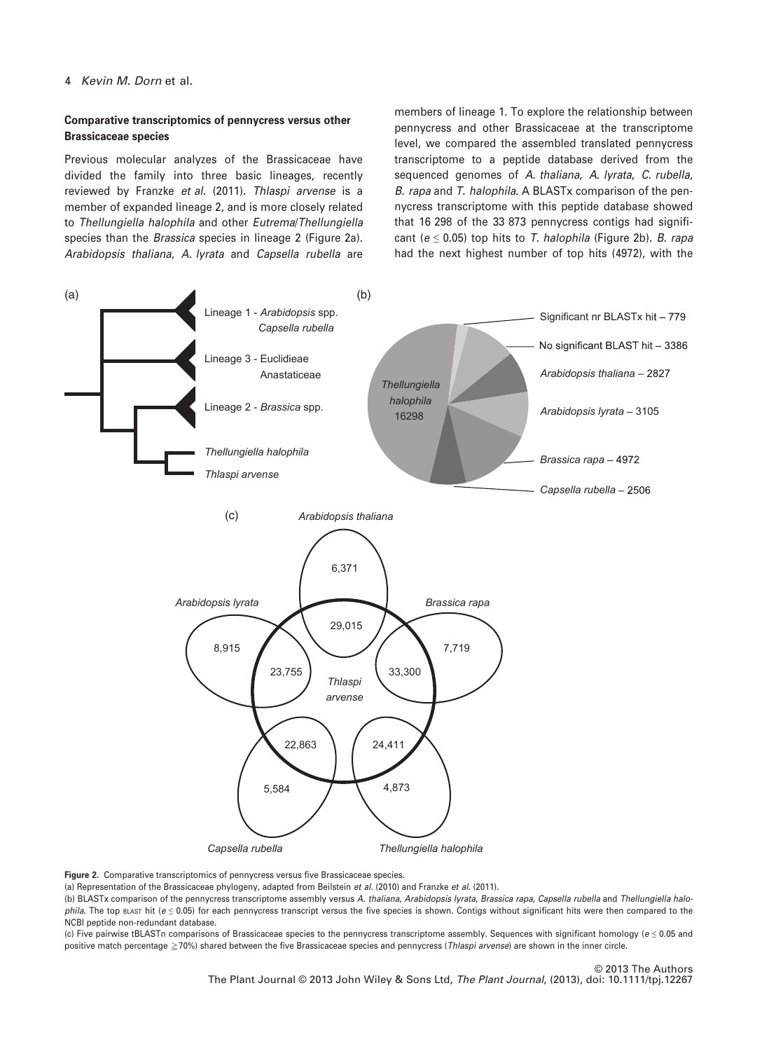### Comparative transcriptomics of pennycress versus other Brassicaceae species

Previous molecular analyzes of the Brassicaceae have divided the family into three basic lineages, recently reviewed by Franzke *et al*. (2011). *Thlaspi arvense* is a member of expanded lineage 2, and is more closely related to *Thellungiella halophila* and other *Eutrema*/*Thellungiella* species than the *Brassica* species in lineage 2 (Figure 2a). *Arabidopsis thaliana*, *A. lyrata* and *Capsella rubella* are members of lineage 1. To explore the relationship between pennycress and other Brassicaceae at the transcriptome level, we compared the assembled translated pennycress transcriptome to a peptide database derived from the sequenced genomes of *A. thaliana*, *A. lyrata*, *C. rubella*, *B. rapa* and *T. halophila*. A BLASTx comparison of the pennycress transcriptome with this peptide database showed that 16 298 of the 33 873 pennycress contigs had significant ($e \leq 0.05$) top hits to *T. halophila* (Figure 2b). *B. rapa* had the next highest number of top hits (4972), with the

**Figure 2.** Comparative transcriptomics of pennycress versus five Brassicaceae species.

(a) Representation of the Brassicaceae phylogeny, adapted from Beilstein *et al*. (2010) and Franzke *et al*. (2011).

(b) BLASTx comparison of the pennycress transcriptome assembly versus *A. thaliana*, *Arabidopsis lyrata*, *Brassica rapa*, *Capsella rubella* and *Thellungiella halophila*. The top BLAST hit ($e \leq 0.05$) for each pennycress transcript versus the five species is shown. Contigs without significant hits were then compared to the NCBI peptide non-redundant database.

(c) Five pairwise tBLASTn comparisons of Brassicaceae species to the pennycress transcriptome assembly. Sequences with significant homology ($e \leq 0.05$ and positive match percentage $\geq$70%) shared between the five Brassicaceae species and pennycress (*Thlaspi arvense*) are shown in the inner circle.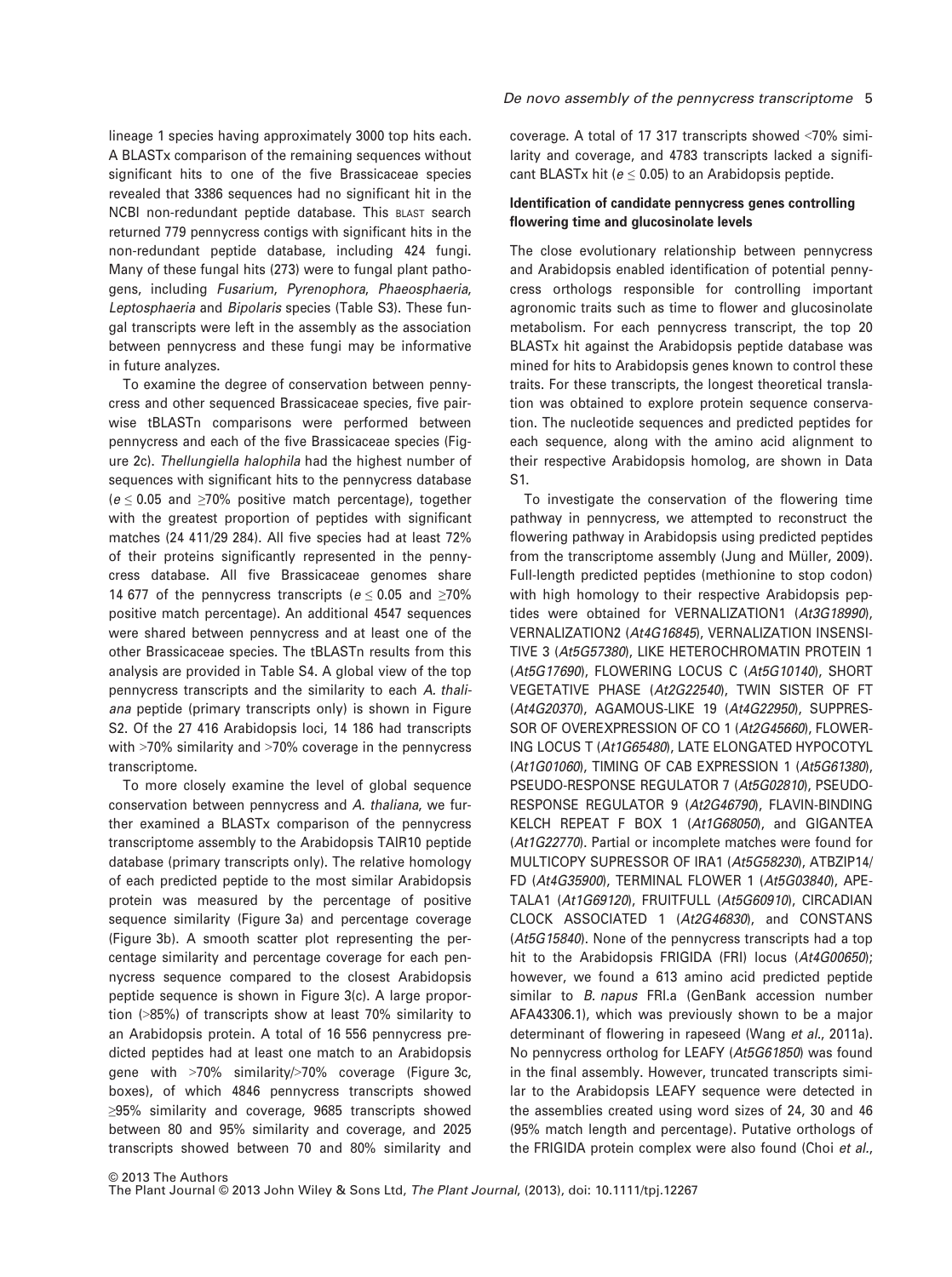lineage 1 species having approximately 3000 top hits each. A BLASTx comparison of the remaining sequences without significant hits to one of the five Brassicaceae species revealed that 3386 sequences had no significant hit in the NCBI non-redundant peptide database. This BLAST search returned 779 pennycress contigs with significant hits in the non-redundant peptide database, including 424 fungi. Many of these fungal hits (273) were to fungal plant pathogens, including *Fusarium*, *Pyrenophora*, *Phaeosphaeria*, *Leptosphaeria* and *Bipolaris* species (Table S3). These fungal transcripts were left in the assembly as the association between pennycress and these fungi may be informative in future analyzes.

To examine the degree of conservation between pennycress and other sequenced Brassicaceae species, five pairwise tBLASTn comparisons were performed between pennycress and each of the five Brassicaceae species (Figure 2c). *Thellungiella halophila* had the highest number of sequences with significant hits to the pennycress database ($e \leq 0.05$ and $\geq$70% positive match percentage), together with the greatest proportion of peptides with significant matches (24 411/29 284). All five species had at least 72% of their proteins significantly represented in the pennycress database. All five Brassicaceae genomes share 14 677 of the pennycress transcripts ($e \leq 0.05$ and $\geq$70% positive match percentage). An additional 4547 sequences were shared between pennycress and at least one of the other Brassicaceae species. The tBLASTn results from this analysis are provided in Table S4. A global view of the top pennycress transcripts and the similarity to each *A. thaliana* peptide (primary transcripts only) is shown in Figure S2. Of the 27 416 Arabidopsis loci, 14 186 had transcripts with >70% similarity and >70% coverage in the pennycress transcriptome.

To more closely examine the level of global sequence conservation between pennycress and *A. thaliana*, we further examined a BLASTx comparison of the pennycress transcriptome assembly to the Arabidopsis TAIR10 peptide database (primary transcripts only). The relative homology of each predicted peptide to the most similar Arabidopsis protein was measured by the percentage of positive sequence similarity (Figure 3a) and percentage coverage (Figure 3b). A smooth scatter plot representing the percentage similarity and percentage coverage for each pennycress sequence compared to the closest Arabidopsis peptide sequence is shown in Figure 3(c). A large proportion (>85%) of transcripts show at least 70% similarity to an Arabidopsis protein. A total of 16 556 pennycress predicted peptides had at least one match to an Arabidopsis gene with >70% similarity/>70% coverage (Figure 3c, boxes), of which 4846 pennycress transcripts showed $\geq$95% similarity and coverage, 9685 transcripts showed between 80 and 95% similarity and coverage, and 2025 transcripts showed between 70 and 80% similarity and coverage. A total of 17 317 transcripts showed <70% similarity and coverage, and 4783 transcripts lacked a significant BLASTx hit ($e \leq 0.05$) to an Arabidopsis peptide.

### Identification of candidate pennycress genes controlling flowering time and glucosinolate levels

The close evolutionary relationship between pennycress and Arabidopsis enabled identification of potential pennycress orthologs responsible for controlling important agronomic traits such as time to flower and glucosinolate metabolism. For each pennycress transcript, the top 20 BLASTx hit against the Arabidopsis peptide database was mined for hits to Arabidopsis genes known to control these traits. For these transcripts, the longest theoretical translation was obtained to explore protein sequence conservation. The nucleotide sequences and predicted peptides for each sequence, along with the amino acid alignment to their respective Arabidopsis homolog, are shown in Data S1.

To investigate the conservation of the flowering time pathway in pennycress, we attempted to reconstruct the flowering pathway in Arabidopsis using predicted peptides from the transcriptome assembly (Jung and Müller, 2009). Full-length predicted peptides (methionine to stop codon) with high homology to their respective Arabidopsis peptides were obtained for VERNALIZATION1 (*At3G18990*), VERNALIZATION2 (*At4G16845*), VERNALIZATION INSENSITIVE 3 (*At5G57380*), LIKE HETEROCHROMATIN PROTEIN 1 (*At5G17690*), FLOWERING LOCUS C (*At5G10140*), SHORT VEGETATIVE PHASE (*At2G22540*), TWIN SISTER OF FT (*At4G20370*), AGAMOUS-LIKE 19 (*At4G22950*), SUPPRESSOR OF OVEREXPRESSION OF CO 1 (*At2G45660*), FLOWERING LOCUS T (*At1G65480*), LATE ELONGATED HYPOCOTYL (*At1G01060*), TIMING OF CAB EXPRESSION 1 (*At5G61380*), PSEUDO-RESPONSE REGULATOR 7 (*At5G02810*), PSEUDO-RESPONSE REGULATOR 9 (*At2G46790*), FLAVIN-BINDING KELCH REPEAT F BOX 1 (*At1G68050*), and GIGANTEA (*At1G22770*). Partial or incomplete matches were found for MULTICOPY SUPRESSOR OF IRA1 (*At5G58230*), ATBZIP14/FD (*At4G35900*), TERMINAL FLOWER 1 (*At5G03840*), APETALA1 (*At1G69120*), FRUITFULL (*At5G60910*), CIRCADIAN CLOCK ASSOCIATED 1 (*At2G46830*), and CONSTANS (*At5G15840*). None of the pennycress transcripts had a top hit to the Arabidopsis FRIGIDA (FRI) locus (*At4G00650*); however, we found a 613 amino acid predicted peptide similar to *B. napus* FRI.a (GenBank accession number AFA43306.1), which was previously shown to be a major determinant of flowering in rapeseed (Wang *et al.*, 2011a). No pennycress ortholog for LEAFY (*At5G61850*) was found in the final assembly. However, truncated transcripts similar to the Arabidopsis LEAFY sequence were detected in the assemblies created using word sizes of 24, 30 and 46 (95% match length and percentage). Putative orthologs of the FRIGIDA protein complex were also found (Choi *et al.*,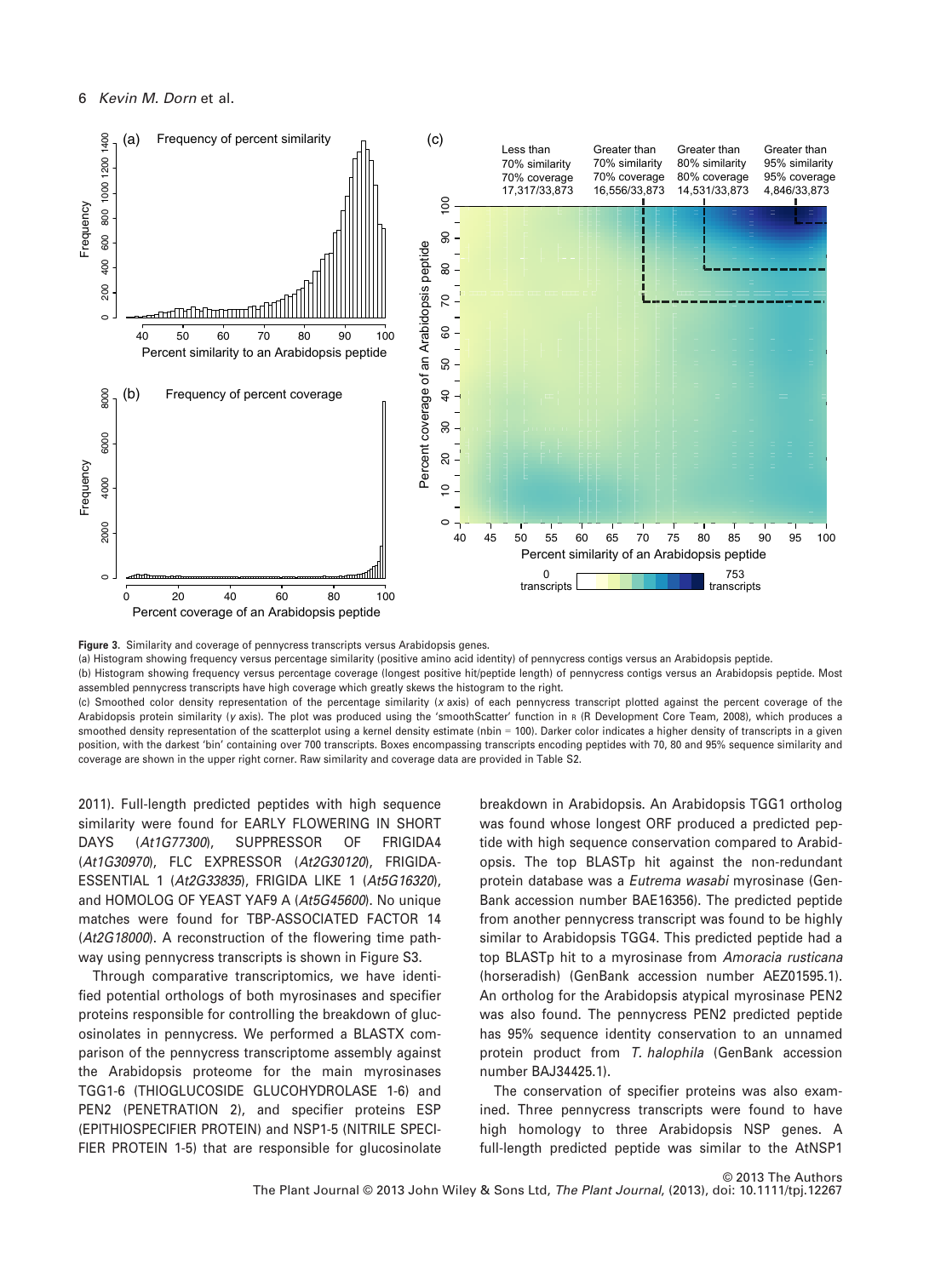**Figure 3.** Similarity and coverage of pennycress transcripts versus Arabidopsis genes.

(a) Histogram showing frequency versus percentage similarity (positive amino acid identity) of pennycress contigs versus an Arabidopsis peptide.

(b) Histogram showing frequency versus percentage coverage (longest positive hit/peptide length) of pennycress contigs versus an Arabidopsis peptide. Most assembled pennycress transcripts have high coverage which greatly skews the histogram to the right.

(c) Smoothed color density representation of the percentage similarity (*x* axis) of each pennycress transcript plotted against the percent coverage of the Arabidopsis protein similarity (*y* axis). The plot was produced using the 'smoothScatter' function in R (R Development Core Team, 2008), which produces a smoothed density representation of the scatterplot using a kernel density estimate (nbin = 100). Darker color indicates a higher density of transcripts in a given position, with the darkest 'bin' containing over 700 transcripts. Boxes encompassing transcripts encoding peptides with 70, 80 and 95% sequence similarity and coverage are shown in the upper right corner. Raw similarity and coverage data are provided in Table S2.

2011). Full-length predicted peptides with high sequence similarity were found for EARLY FLOWERING IN SHORT DAYS (*At1G77300*), SUPPRESSOR OF FRIGIDA4 (*At1G30970*), FLC EXPRESSOR (*At2G30120*), FRIGIDA-ESSENTIAL 1 (*At2G33835*), FRIGIDA LIKE 1 (*At5G16320*), and HOMOLOG OF YEAST YAF9 A (*At5G45600*). No unique matches were found for TBP-ASSOCIATED FACTOR 14 (*At2G18000*). A reconstruction of the flowering time pathway using pennycress transcripts is shown in Figure S3.

Through comparative transcriptomics, we have identified potential orthologs of both myrosinases and specifier proteins responsible for controlling the breakdown of glucosinolates in pennycress. We performed a BLASTX comparison of the pennycress transcriptome assembly against the Arabidopsis proteome for the main myrosinases TGG1-6 (THIOGLUCOSIDE GLUCOHYDROLASE 1-6) and PEN2 (PENETRATION 2), and specifier proteins ESP (EPITHIOSPECIFIER PROTEIN) and NSP1-5 (NITRILE SPECIFIER PROTEIN 1-5) that are responsible for glucosinolate breakdown in Arabidopsis. An Arabidopsis TGG1 ortholog was found whose longest ORF produced a predicted peptide with high sequence conservation compared to Arabidopsis. The top BLASTp hit against the non-redundant protein database was a *Eutrema wasabi* myrosinase (GenBank accession number BAE16356). The predicted peptide from another pennycress transcript was found to be highly similar to Arabidopsis TGG4. This predicted peptide had a top BLASTp hit to a myrosinase from *Amoracia rusticana* (horseradish) (GenBank accession number AEZ01595.1). An ortholog for the Arabidopsis atypical myrosinase PEN2 was also found. The pennycress PEN2 predicted peptide has 95% sequence identity conservation to an unnamed protein product from *T. halophila* (GenBank accession number BAJ34425.1).

The conservation of specifier proteins was also examined. Three pennycress transcripts were found to have high homology to three Arabidopsis NSP genes. A full-length predicted peptide was similar to the AtNSP1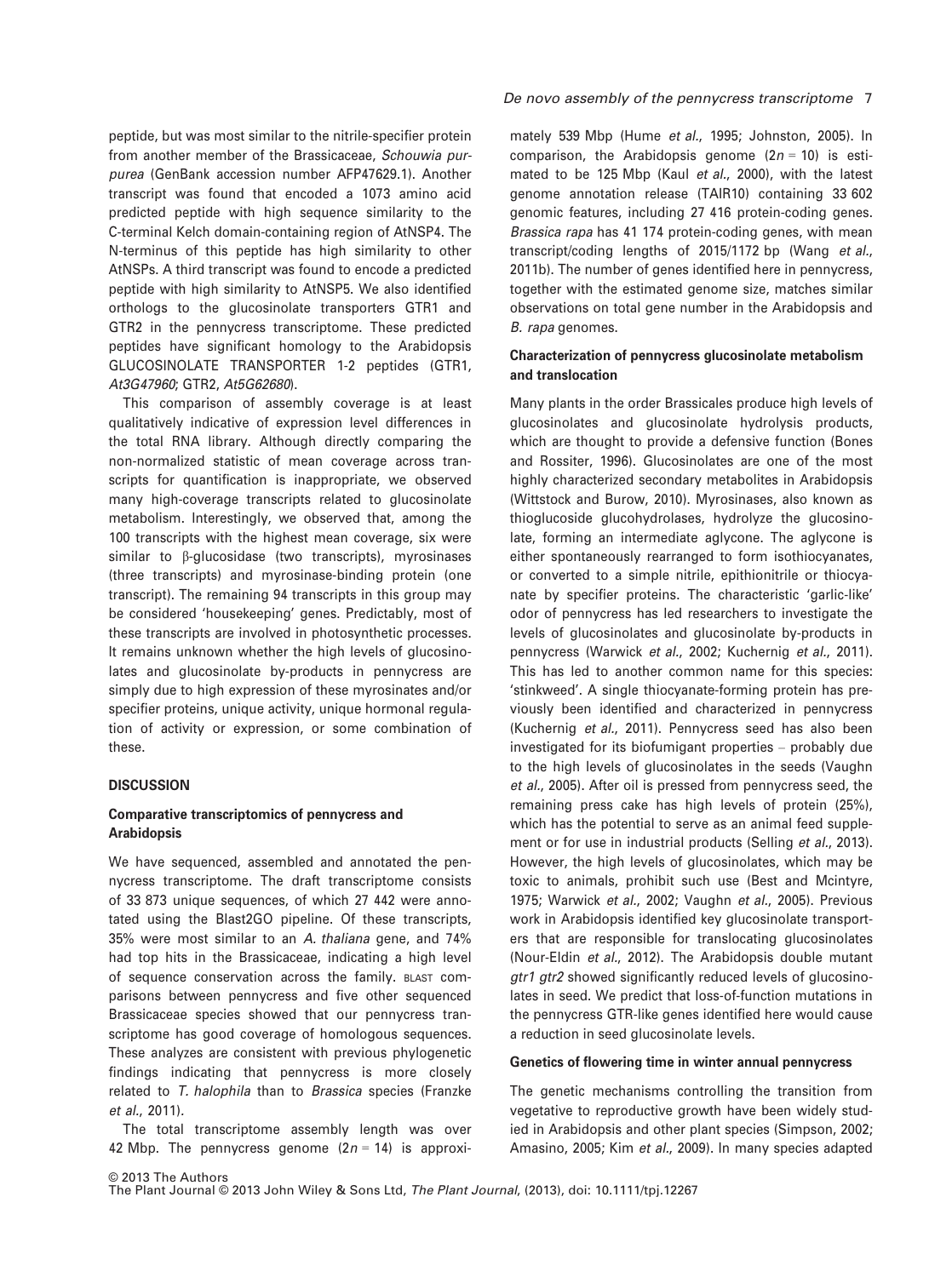peptide, but was most similar to the nitrile-specifier protein from another member of the Brassicaceae, *Schouwia purpurea* (GenBank accession number AFP47629.1). Another transcript was found that encoded a 1073 amino acid predicted peptide with high sequence similarity to the C-terminal Kelch domain-containing region of AtNSP4. The N-terminus of this peptide has high similarity to other AtNSPs. A third transcript was found to encode a predicted peptide with high similarity to AtNSP5. We also identified orthologs to the glucosinolate transporters GTR1 and GTR2 in the pennycress transcriptome. These predicted peptides have significant homology to the Arabidopsis GLUCOSINOLATE TRANSPORTER 1-2 peptides (GTR1, *At3G47960*; GTR2, *At5G62680*).

This comparison of assembly coverage is at least qualitatively indicative of expression level differences in the total RNA library. Although directly comparing the non-normalized statistic of mean coverage across transcripts for quantification is inappropriate, we observed many high-coverage transcripts related to glucosinolate metabolism. Interestingly, we observed that, among the 100 transcripts with the highest mean coverage, six were similar to β-glucosidase (two transcripts), myrosinases (three transcripts) and myrosinase-binding protein (one transcript). The remaining 94 transcripts in this group may be considered 'housekeeping' genes. Predictably, most of these transcripts are involved in photosynthetic processes. It remains unknown whether the high levels of glucosinolates and glucosinolate by-products in pennycress are simply due to high expression of these myrosinates and/or specifier proteins, unique activity, unique hormonal regulation of activity or expression, or some combination of these.

## DISCUSSION

### Comparative transcriptomics of pennycress and Arabidopsis

We have sequenced, assembled and annotated the pennycress transcriptome. The draft transcriptome consists of 33 873 unique sequences, of which 27 442 were annotated using the Blast2GO pipeline. Of these transcripts, 35% were most similar to an *A. thaliana* gene, and 74% had top hits in the Brassicaceae, indicating a high level of sequence conservation across the family. BLAST comparisons between pennycress and five other sequenced Brassicaceae species showed that our pennycress transcriptome has good coverage of homologous sequences. These analyzes are consistent with previous phylogenetic findings indicating that pennycress is more closely related to *T. halophila* than to *Brassica* species (Franzke *et al.*, 2011).

The total transcriptome assembly length was over 42 Mbp. The pennycress genome ($2n = 14$) is approximately 539 Mbp (Hume *et al.*, 1995; Johnston, 2005). In comparison, the Arabidopsis genome ($2n = 10$) is estimated to be 125 Mbp (Kaul *et al.*, 2000), with the latest genome annotation release (TAIR10) containing 33 602 genomic features, including 27 416 protein-coding genes. *Brassica rapa* has 41 174 protein-coding genes, with mean transcript/coding lengths of 2015/1172 bp (Wang *et al.*, 2011b). The number of genes identified here in pennycress, together with the estimated genome size, matches similar observations on total gene number in the Arabidopsis and *B. rapa* genomes.

### Characterization of pennycress glucosinolate metabolism and translocation

Many plants in the order Brassicales produce high levels of glucosinolates and glucosinolate hydrolysis products, which are thought to provide a defensive function (Bones and Rossiter, 1996). Glucosinolates are one of the most highly characterized secondary metabolites in Arabidopsis (Wittstock and Burow, 2010). Myrosinases, also known as thioglucoside glucohydrolases, hydrolyze the glucosinolate, forming an intermediate aglycone. The aglycone is either spontaneously rearranged to form isothiocyanates, or converted to a simple nitrile, epithionitrile or thiocyanate by specifier proteins. The characteristic 'garlic-like' odor of pennycress has led researchers to investigate the levels of glucosinolates and glucosinolate by-products in pennycress (Warwick *et al.*, 2002; Kuchernig *et al.*, 2011). This has led to another common name for this species: 'stinkweed'. A single thiocyanate-forming protein has previously been identified and characterized in pennycress (Kuchernig *et al.*, 2011). Pennycress seed has also been investigated for its biofumigant properties – probably due to the high levels of glucosinolates in the seeds (Vaughn *et al.*, 2005). After oil is pressed from pennycress seed, the remaining press cake has high levels of protein (25%), which has the potential to serve as an animal feed supplement or for use in industrial products (Selling *et al.*, 2013). However, the high levels of glucosinolates, which may be toxic to animals, prohibit such use (Best and Mcintyre, 1975; Warwick *et al.*, 2002; Vaughn *et al.*, 2005). Previous work in Arabidopsis identified key glucosinolate transporters that are responsible for translocating glucosinolates (Nour-Eldin *et al.*, 2012). The Arabidopsis double mutant *gtr1 gtr2* showed significantly reduced levels of glucosinolates in seed. We predict that loss-of-function mutations in the pennycress GTR-like genes identified here would cause a reduction in seed glucosinolate levels.

### Genetics of flowering time in winter annual pennycress

The genetic mechanisms controlling the transition from vegetative to reproductive growth have been widely studied in Arabidopsis and other plant species (Simpson, 2002; Amasino, 2005; Kim *et al.*, 2009). In many species adapted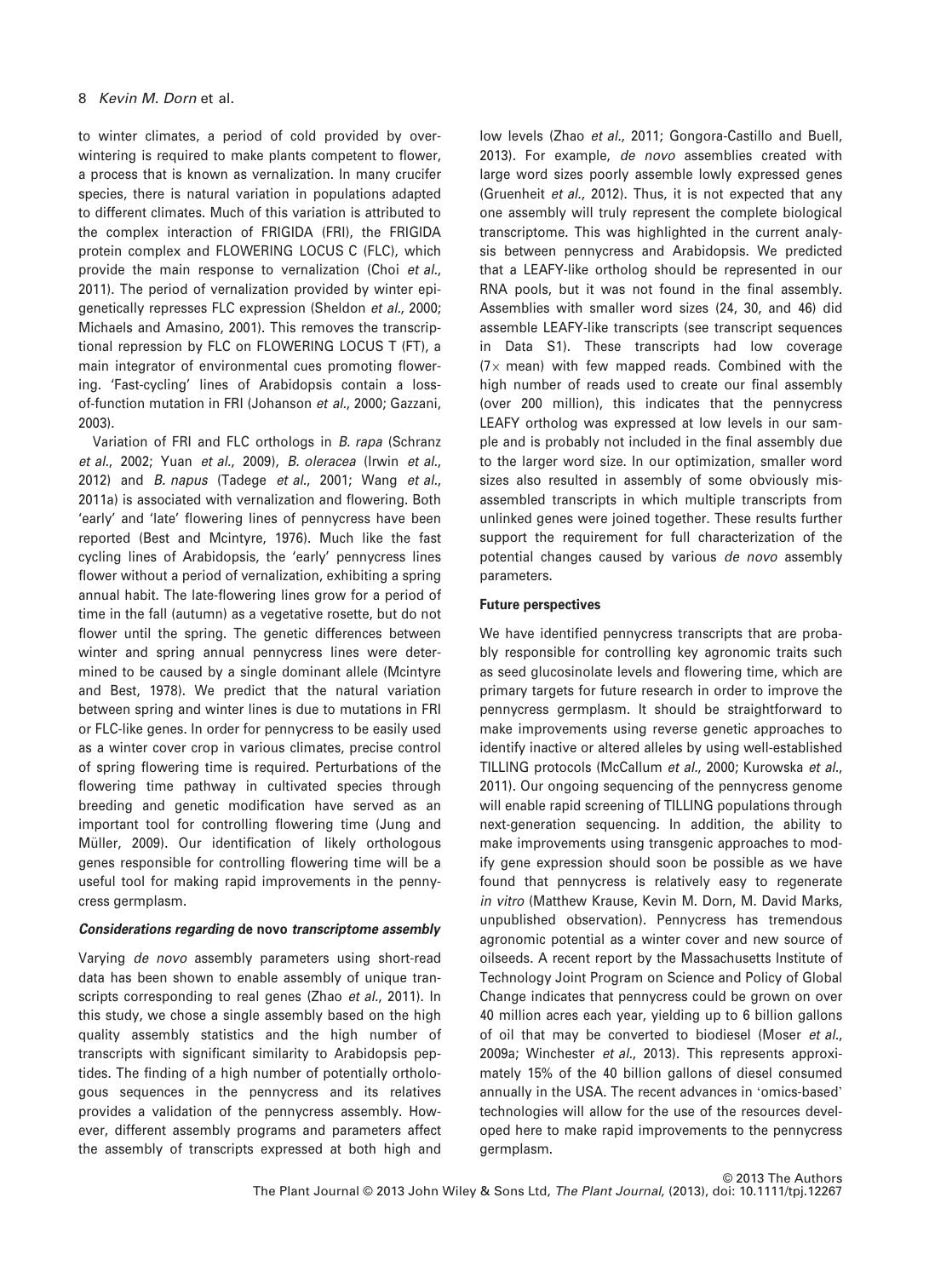to winter climates, a period of cold provided by overwintering is required to make plants competent to flower, a process that is known as vernalization. In many crucifer species, there is natural variation in populations adapted to different climates. Much of this variation is attributed to the complex interaction of FRIGIDA (FRI), the FRIGIDA protein complex and FLOWERING LOCUS C (FLC), which provide the main response to vernalization (Choi *et al.*, 2011). The period of vernalization provided by winter epigenetically represses FLC expression (Sheldon *et al.*, 2000; Michaels and Amasino, 2001). This removes the transcriptional repression by FLC on FLOWERING LOCUS T (FT), a main integrator of environmental cues promoting flowering. 'Fast-cycling' lines of Arabidopsis contain a loss-of-function mutation in FRI (Johanson *et al.*, 2000; Gazzani, 2003).

Variation of FRI and FLC orthologs in *B. rapa* (Schranz *et al.*, 2002; Yuan *et al.*, 2009), *B. oleracea* (Irwin *et al.*, 2012) and *B. napus* (Tadege *et al.*, 2001; Wang *et al.*, 2011a) is associated with vernalization and flowering. Both 'early' and 'late' flowering lines of pennycress have been reported (Best and Mcintyre, 1976). Much like the fast cycling lines of Arabidopsis, the 'early' pennycress lines flower without a period of vernalization, exhibiting a spring annual habit. The late-flowering lines grow for a period of time in the fall (autumn) as a vegetative rosette, but do not flower until the spring. The genetic differences between winter and spring annual pennycress lines were determined to be caused by a single dominant allele (Mcintyre and Best, 1978). We predict that the natural variation between spring and winter lines is due to mutations in FRI or FLC-like genes. In order for pennycress to be easily used as a winter cover crop in various climates, precise control of spring flowering time is required. Perturbations of the flowering time pathway in cultivated species through breeding and genetic modification have served as an important tool for controlling flowering time (Jung and Müller, 2009). Our identification of likely orthologous genes responsible for controlling flowering time will be a useful tool for making rapid improvements in the pennycress germplasm.

#### *Considerations regarding* de novo *transcriptome assembly*

Varying *de novo* assembly parameters using short-read data has been shown to enable assembly of unique transcripts corresponding to real genes (Zhao *et al.*, 2011). In this study, we chose a single assembly based on the high quality assembly statistics and the high number of transcripts with significant similarity to Arabidopsis peptides. The finding of a high number of potentially orthologous sequences in the pennycress and its relatives provides a validation of the pennycress assembly. However, different assembly programs and parameters affect the assembly of transcripts expressed at both high and low levels (Zhao *et al.*, 2011; Gongora-Castillo and Buell, 2013). For example, *de novo* assemblies created with large word sizes poorly assemble lowly expressed genes (Gruenheit *et al.*, 2012). Thus, it is not expected that any one assembly will truly represent the complete biological transcriptome. This was highlighted in the current analysis between pennycress and Arabidopsis. We predicted that a LEAFY-like ortholog should be represented in our RNA pools, but it was not found in the final assembly. Assemblies with smaller word sizes (24, 30, and 46) did assemble LEAFY-like transcripts (see transcript sequences in Data S1). These transcripts had low coverage ($7\times$ mean) with few mapped reads. Combined with the high number of reads used to create our final assembly (over 200 million), this indicates that the pennycress LEAFY ortholog was expressed at low levels in our sample and is probably not included in the final assembly due to the larger word size. In our optimization, smaller word sizes also resulted in assembly of some obviously misassembled transcripts in which multiple transcripts from unlinked genes were joined together. These results further support the requirement for full characterization of the potential changes caused by various *de novo* assembly parameters.

#### Future perspectives

We have identified pennycress transcripts that are probably responsible for controlling key agronomic traits such as seed glucosinolate levels and flowering time, which are primary targets for future research in order to improve the pennycress germplasm. It should be straightforward to make improvements using reverse genetic approaches to identify inactive or altered alleles by using well-established TILLING protocols (McCallum *et al.*, 2000; Kurowska *et al.*, 2011). Our ongoing sequencing of the pennycress genome will enable rapid screening of TILLING populations through next-generation sequencing. In addition, the ability to make improvements using transgenic approaches to modify gene expression should soon be possible as we have found that pennycress is relatively easy to regenerate *in vitro* (Matthew Krause, Kevin M. Dorn, M. David Marks, unpublished observation). Pennycress has tremendous agronomic potential as a winter cover and new source of oilseeds. A recent report by the Massachusetts Institute of Technology Joint Program on Science and Policy of Global Change indicates that pennycress could be grown on over 40 million acres each year, yielding up to 6 billion gallons of oil that may be converted to biodiesel (Moser *et al.*, 2009a; Winchester *et al.*, 2013). This represents approximately 15% of the 40 billion gallons of diesel consumed annually in the USA. The recent advances in 'omics-based' technologies will allow for the use of the resources developed here to make rapid improvements to the pennycress germplasm.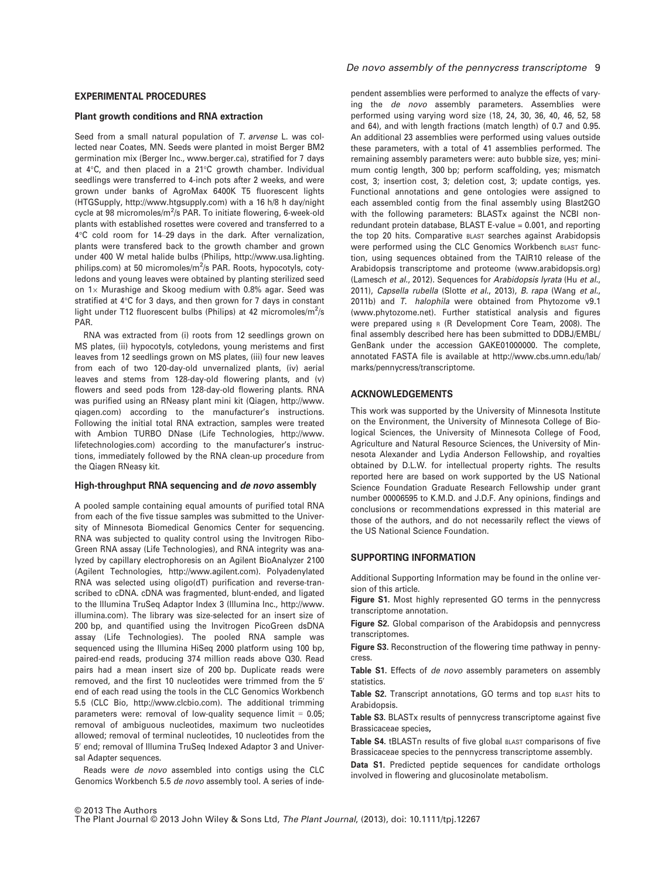## EXPERIMENTAL PROCEDURES

### Plant growth conditions and RNA extraction

Seed from a small natural population of *T. arvense* L. was collected near Coates, MN. Seeds were planted in moist Berger BM2 germination mix (Berger Inc., www.berger.ca), stratified for 7 days at 4°C, and then placed in a 21°C growth chamber. Individual seedlings were transferred to 4-inch pots after 2 weeks, and were grown under banks of AgroMax 6400K T5 fluorescent lights (HTGSupply, http://www.htgsupply.com) with a 16 h/8 h day/night cycle at 98 micromoles/m$^2$/s PAR. To initiate flowering, 6-week-old plants with established rosettes were covered and transferred to a 4°C cold room for 14–29 days in the dark. After vernalization, plants were transfered back to the growth chamber and grown under 400 W metal halide bulbs (Philips, http://www.usa.lighting.philips.com) at 50 micromoles/m$^2$/s PAR. Roots, hypocotyls, cotyledons and young leaves were obtained by planting sterilized seed on 1× Murashige and Skoog medium with 0.8% agar. Seed was stratified at 4°C for 3 days, and then grown for 7 days in constant light under T12 fluorescent bulbs (Philips) at 42 micromoles/m$^2$/s PAR.

RNA was extracted from (i) roots from 12 seedlings grown on MS plates, (ii) hypocotyls, cotyledons, young meristems and first leaves from 12 seedlings grown on MS plates, (iii) four new leaves from each of two 120-day-old unvernalized plants, (iv) aerial leaves and stems from 128-day-old flowering plants, and (v) flowers and seed pods from 128-day-old flowering plants. RNA was purified using an RNeasy plant mini kit (Qiagen, http://www.qiagen.com) according to the manufacturer's instructions. Following the initial total RNA extraction, samples were treated with Ambion TURBO DNase (Life Technologies, http://www.lifetechnologies.com) according to the manufacturer's instructions, immediately followed by the RNA clean-up procedure from the Qiagen RNeasy kit.

### High-throughput RNA sequencing and *de novo* assembly

A pooled sample containing equal amounts of purified total RNA from each of the five tissue samples was submitted to the University of Minnesota Biomedical Genomics Center for sequencing. RNA was subjected to quality control using the Invitrogen RiboGreen RNA assay (Life Technologies), and RNA integrity was analyzed by capillary electrophoresis on an Agilent BioAnalyzer 2100 (Agilent Technologies, http://www.agilent.com). Polyadenylated RNA was selected using oligo(dT) purification and reverse-transcribed to cDNA. cDNA was fragmented, blunt-ended, and ligated to the Illumina TruSeq Adaptor Index 3 (Illumina Inc., http://www.illumina.com). The library was size-selected for an insert size of 200 bp, and quantified using the Invitrogen PicoGreen dsDNA assay (Life Technologies). The pooled RNA sample was sequenced using the Illumina HiSeq 2000 platform using 100 bp, paired-end reads, producing 374 million reads above Q30. Read pairs had a mean insert size of 200 bp. Duplicate reads were removed, and the first 10 nucleotides were trimmed from the 5′ end of each read using the tools in the CLC Genomics Workbench 5.5 (CLC Bio, http://www.clcbio.com). The additional trimming parameters were: removal of low-quality sequence limit = 0.05; removal of ambiguous nucleotides, maximum two nucleotides allowed; removal of terminal nucleotides, 10 nucleotides from the 5′ end; removal of Illumina TruSeq Indexed Adaptor 3 and Universal Adapter sequences.

Reads were *de novo* assembled into contigs using the CLC Genomics Workbench 5.5 *de novo* assembly tool. A series of independent assemblies were performed to analyze the effects of varying the *de novo* assembly parameters. Assemblies were performed using varying word size (18, 24, 30, 36, 40, 46, 52, 58 and 64), and with length fractions (match length) of 0.7 and 0.95. An additional 23 assemblies were performed using values outside these parameters, with a total of 41 assemblies performed. The remaining assembly parameters were: auto bubble size, yes; minimum contig length, 300 bp; perform scaffolding, yes; mismatch cost, 3; insertion cost, 3; deletion cost, 3; update contigs, yes. Functional annotations and gene ontologies were assigned to each assembled contig from the final assembly using Blast2GO with the following parameters: BLASTx against the NCBI nonredundant protein database, BLAST E-value = 0.001, and reporting the top 20 hits. Comparative BLAST searches against Arabidopsis were performed using the CLC Genomics Workbench BLAST function, using sequences obtained from the TAIR10 release of the Arabidopsis transcriptome and proteome (www.arabidopsis.org) (Lamesch *et al*., 2012). Sequences for *Arabidopsis lyrata* (Hu *et al*., 2011), *Capsella rubella* (Slotte *et al*., 2013), *B. rapa* (Wang *et al*., 2011b) and *T. halophila* were obtained from Phytozome v9.1 (www.phytozome.net). Further statistical analysis and figures were prepared using R (R Development Core Team, 2008). The final assembly described here has been submitted to DDBJ/EMBL/GenBank under the accession GAKE01000000. The complete, annotated FASTA file is available at http://www.cbs.umn.edu/lab/marks/pennycress/transcriptome.

## ACKNOWLEDGEMENTS

This work was supported by the University of Minnesota Institute on the Environment, the University of Minnesota College of Biological Sciences, the University of Minnesota College of Food, Agriculture and Natural Resource Sciences, the University of Minnesota Alexander and Lydia Anderson Fellowship, and royalties obtained by D.L.W. for intellectual property rights. The results reported here are based on work supported by the US National Science Foundation Graduate Research Fellowship under grant number 00006595 to K.M.D. and J.D.F. Any opinions, findings and conclusions or recommendations expressed in this material are those of the authors, and do not necessarily reflect the views of the US National Science Foundation.

## SUPPORTING INFORMATION

Additional Supporting Information may be found in the online version of this article.

**Figure S1.** Most highly represented GO terms in the pennycress transcriptome annotation.

**Figure S2.** Global comparison of the Arabidopsis and pennycress transcriptomes.

**Figure S3.** Reconstruction of the flowering time pathway in pennycress.

**Table S1.** Effects of *de novo* assembly parameters on assembly statistics.

**Table S2.** Transcript annotations, GO terms and top BLAST hits to Arabidopsis.

**Table S3.** BLASTx results of pennycress transcriptome against five Brassicaceae species**,**

**Table S4.** tBLASTn results of five global BLAST comparisons of five Brassicaceae species to the pennycress transcriptome assembly.

**Data S1.** Predicted peptide sequences for candidate orthologs involved in flowering and glucosinolate metabolism.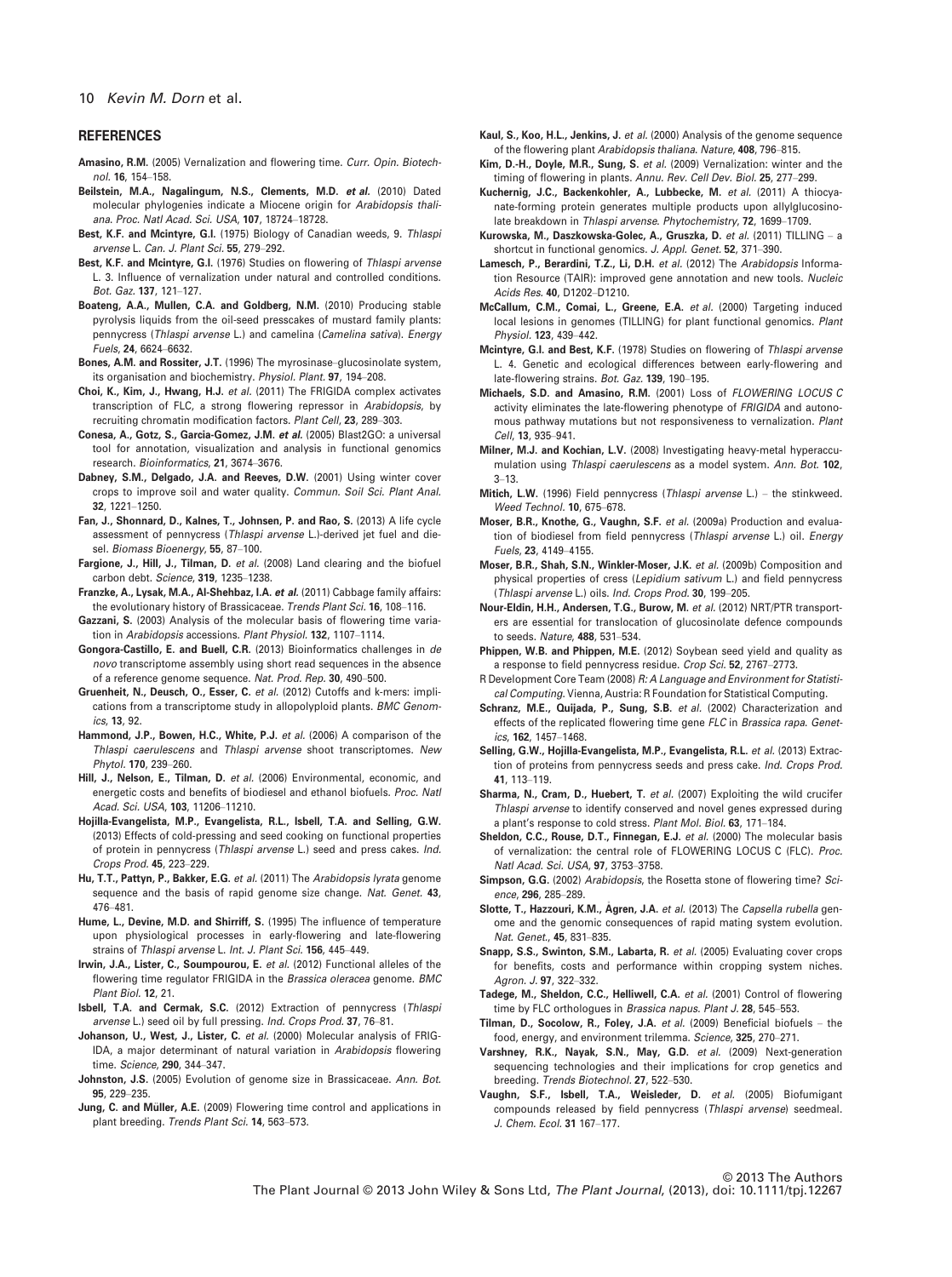## REFERENCES

**Amasino, R.M.** (2005) Vernalization and flowering time. *Curr. Opin. Biotechnol.* **16**, 154–158.

**Beilstein, M.A., Nagalingum, N.S., Clements, M.D.** *et al.* (2010) Dated molecular phylogenies indicate a Miocene origin for *Arabidopsis thaliana*. *Proc. Natl Acad. Sci. USA*, **107**, 18724–18728.

**Best, K.F. and Mcintyre, G.I.** (1975) Biology of Canadian weeds, 9. *Thlaspi arvense* L. *Can. J. Plant Sci.* **55**, 279–292.

**Best, K.F. and Mcintyre, G.I.** (1976) Studies on flowering of *Thlaspi arvense* L. 3. Influence of vernalization under natural and controlled conditions. *Bot. Gaz.* **137**, 121–127.

**Boateng, A.A., Mullen, C.A. and Goldberg, N.M.** (2010) Producing stable pyrolysis liquids from the oil-seed presscakes of mustard family plants: pennycress (*Thlaspi arvense* L.) and camelina (*Camelina sativa*). *Energy Fuels*, **24**, 6624–6632.

**Bones, A.M. and Rossiter, J.T.** (1996) The myrosinase–glucosinolate system, its organisation and biochemistry. *Physiol. Plant.* **97**, 194–208.

**Choi, K., Kim, J., Hwang, H.J.** *et al.* (2011) The FRIGIDA complex activates transcription of FLC, a strong flowering repressor in *Arabidopsis*, by recruiting chromatin modification factors. *Plant Cell*, **23**, 289–303.

**Conesa, A., Gotz, S., Garcia-Gomez, J.M.** *et al.* (2005) Blast2GO: a universal tool for annotation, visualization and analysis in functional genomics research. *Bioinformatics*, **21**, 3674–3676.

**Dabney, S.M., Delgado, J.A. and Reeves, D.W.** (2001) Using winter cover crops to improve soil and water quality. *Commun. Soil Sci. Plant Anal.* **32**, 1221–1250.

**Fan, J., Shonnard, D., Kalnes, T., Johnsen, P. and Rao, S.** (2013) A life cycle assessment of pennycress (*Thlaspi arvense* L.)-derived jet fuel and diesel. *Biomass Bioenergy*, **55**, 87–100.

**Fargione, J., Hill, J., Tilman, D.** *et al.* (2008) Land clearing and the biofuel carbon debt. *Science*, **319**, 1235–1238.

**Franzke, A., Lysak, M.A., Al-Shehbaz, I.A.** *et al.* (2011) Cabbage family affairs: the evolutionary history of Brassicaceae. *Trends Plant Sci.* **16**, 108–116.

**Gazzani, S.** (2003) Analysis of the molecular basis of flowering time variation in *Arabidopsis* accessions. *Plant Physiol.* **132**, 1107–1114.

**Gongora-Castillo, E. and Buell, C.R.** (2013) Bioinformatics challenges in *de novo* transcriptome assembly using short read sequences in the absence of a reference genome sequence. *Nat. Prod. Rep.* **30**, 490–500.

**Gruenheit, N., Deusch, O., Esser, C.** *et al.* (2012) Cutoffs and k-mers: implications from a transcriptome study in allopolyploid plants. *BMC Genomics*, **13**, 92.

**Hammond, J.P., Bowen, H.C., White, P.J.** *et al.* (2006) A comparison of the *Thlaspi caerulescens* and *Thlaspi arvense* shoot transcriptomes. *New Phytol.* **170**, 239–260.

**Hill, J., Nelson, E., Tilman, D.** *et al.* (2006) Environmental, economic, and energetic costs and benefits of biodiesel and ethanol biofuels. *Proc. Natl Acad. Sci. USA*, **103**, 11206–11210.

**Hojilla-Evangelista, M.P., Evangelista, R.L., Isbell, T.A. and Selling, G.W.** (2013) Effects of cold-pressing and seed cooking on functional properties of protein in pennycress (*Thlaspi arvense* L.) seed and press cakes. *Ind. Crops Prod.* **45**, 223–229.

**Hu, T.T., Pattyn, P., Bakker, E.G.** *et al.* (2011) The *Arabidopsis lyrata* genome sequence and the basis of rapid genome size change. *Nat. Genet.* **43**, 476–481.

**Hume, L., Devine, M.D. and Shirriff, S.** (1995) The influence of temperature upon physiological processes in early-flowering and late-flowering strains of *Thlaspi arvense* L. *Int. J. Plant Sci.* **156**, 445–449.

**Irwin, J.A., Lister, C., Soumpourou, E.** *et al.* (2012) Functional alleles of the flowering time regulator FRIGIDA in the *Brassica oleracea* genome. *BMC Plant Biol.* **12**, 21.

**Isbell, T.A. and Cermak, S.C.** (2012) Extraction of pennycress (*Thlaspi arvense* L.) seed oil by full pressing. *Ind. Crops Prod.* **37**, 76–81.

**Johanson, U., West, J., Lister, C.** *et al.* (2000) Molecular analysis of FRIGIDA, a major determinant of natural variation in *Arabidopsis* flowering time. *Science*, **290**, 344–347.

**Johnston, J.S.** (2005) Evolution of genome size in Brassicaceae. *Ann. Bot.* **95**, 229–235.

**Jung, C. and Müller, A.E.** (2009) Flowering time control and applications in plant breeding. *Trends Plant Sci.* **14**, 563–573.

**Kaul, S., Koo, H.L., Jenkins, J.** *et al.* (2000) Analysis of the genome sequence of the flowering plant *Arabidopsis thaliana*. *Nature*, **408**, 796–815.

**Kim, D.-H., Doyle, M.R., Sung, S.** *et al.* (2009) Vernalization: winter and the timing of flowering in plants. *Annu. Rev. Cell Dev. Biol.* **25**, 277–299.

**Kuchernig, J.C., Backenkohler, A., Lubbecke, M.** *et al.* (2011) A thiocyanate-forming protein generates multiple products upon allylglucosinolate breakdown in *Thlaspi arvense*. *Phytochemistry*, **72**, 1699–1709.

**Kurowska, M., Daszkowska-Golec, A., Gruszka, D.** *et al.* (2011) TILLING – a shortcut in functional genomics. *J. Appl. Genet.* **52**, 371–390.

**Lamesch, P., Berardini, T.Z., Li, D.H.** *et al.* (2012) The *Arabidopsis* Information Resource (TAIR): improved gene annotation and new tools. *Nucleic Acids Res.* **40**, D1202–D1210.

**McCallum, C.M., Comai, L., Greene, E.A.** *et al.* (2000) Targeting induced local lesions in genomes (TILLING) for plant functional genomics. *Plant Physiol.* **123**, 439–442.

**Mcintyre, G.I. and Best, K.F.** (1978) Studies on flowering of *Thlaspi arvense* L. 4. Genetic and ecological differences between early-flowering and late-flowering strains. *Bot. Gaz.* **139**, 190–195.

**Michaels, S.D. and Amasino, R.M.** (2001) Loss of *FLOWERING LOCUS C* activity eliminates the late-flowering phenotype of *FRIGIDA* and autonomous pathway mutations but not responsiveness to vernalization. *Plant Cell*, **13**, 935–941.

**Milner, M.J. and Kochian, L.V.** (2008) Investigating heavy-metal hyperaccumulation using *Thlaspi caerulescens* as a model system. *Ann. Bot.* **102**, 3–13.

**Mitich, L.W.** (1996) Field pennycress (*Thlaspi arvense* L.) – the stinkweed. *Weed Technol.* **10**, 675–678.

**Moser, B.R., Knothe, G., Vaughn, S.F.** *et al.* (2009a) Production and evaluation of biodiesel from field pennycress (*Thlaspi arvense* L.) oil. *Energy Fuels*, **23**, 4149–4155.

**Moser, B.R., Shah, S.N., Winkler-Moser, J.K.** *et al.* (2009b) Composition and physical properties of cress (*Lepidium sativum* L.) and field pennycress (*Thlaspi arvense* L.) oils. *Ind. Crops Prod.* **30**, 199–205.

**Nour-Eldin, H.H., Andersen, T.G., Burow, M.** *et al.* (2012) NRT/PTR transporters are essential for translocation of glucosinolate defence compounds to seeds. *Nature*, **488**, 531–534.

**Phippen, W.B. and Phippen, M.E.** (2012) Soybean seed yield and quality as a response to field pennycress residue. *Crop Sci.* **52**, 2767–2773.

R Development Core Team (2008) *R: A Language and Environment for Statistical Computing*. Vienna, Austria: R Foundation for Statistical Computing.

**Schranz, M.E., Quijada, P., Sung, S.B.** *et al.* (2002) Characterization and effects of the replicated flowering time gene *FLC* in *Brassica rapa*. *Genetics*, **162**, 1457–1468.

**Selling, G.W., Hojilla-Evangelista, M.P., Evangelista, R.L.** *et al.* (2013) Extraction of proteins from pennycress seeds and press cake. *Ind. Crops Prod.* **41**, 113–119.

**Sharma, N., Cram, D., Huebert, T.** *et al.* (2007) Exploiting the wild crucifer *Thlaspi arvense* to identify conserved and novel genes expressed during a plant's response to cold stress. *Plant Mol. Biol.* **63**, 171–184.

**Sheldon, C.C., Rouse, D.T., Finnegan, E.J.** *et al.* (2000) The molecular basis of vernalization: the central role of FLOWERING LOCUS C (FLC). *Proc. Natl Acad. Sci. USA*, **97**, 3753–3758.

**Simpson, G.G.** (2002) *Arabidopsis*, the Rosetta stone of flowering time? *Science*, **296**, 285–289.

**Slotte, T., Hazzouri, K.M., Ågren, J.A.** *et al.* (2013) The *Capsella rubella* genome and the genomic consequences of rapid mating system evolution. *Nat. Genet.*, **45**, 831–835.

**Snapp, S.S., Swinton, S.M., Labarta, R.** *et al.* (2005) Evaluating cover crops for benefits, costs and performance within cropping system niches. *Agron. J.* **97**, 322–332.

**Tadege, M., Sheldon, C.C., Helliwell, C.A.** *et al.* (2001) Control of flowering time by FLC orthologues in *Brassica napus*. *Plant J.* **28**, 545–553.

**Tilman, D., Socolow, R., Foley, J.A.** *et al.* (2009) Beneficial biofuels – the food, energy, and environment trilemma. *Science*, **325**, 270–271.

**Varshney, R.K., Nayak, S.N., May, G.D.** *et al.* (2009) Next-generation sequencing technologies and their implications for crop genetics and breeding. *Trends Biotechnol.* **27**, 522–530.

**Vaughn, S.F., Isbell, T.A., Weisleder, D.** *et al.* (2005) Biofumigant compounds released by field pennycress (*Thlaspi arvense*) seedmeal. *J. Chem. Ecol.* **31** 167–177.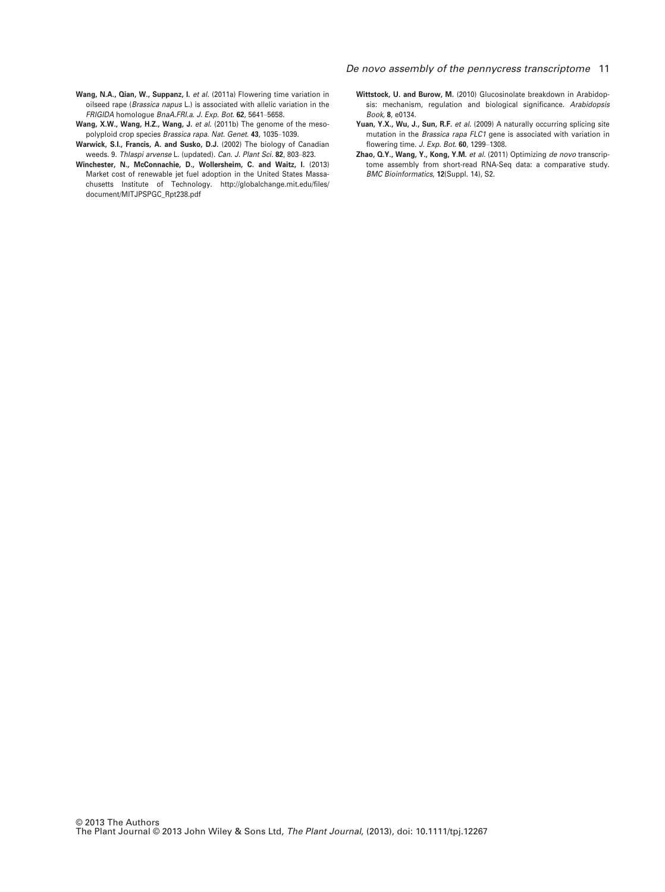**Wang, N.A., Qian, W., Suppanz, I.** *et al.* (2011a) Flowering time variation in oilseed rape (*Brassica napus* L.) is associated with allelic variation in the *FRIGIDA* homologue *BnaA.FRI.a*. *J. Exp. Bot.* **62**, 5641–5658.

**Wang, X.W., Wang, H.Z., Wang, J.** *et al.* (2011b) The genome of the mesopolyploid crop species *Brassica rapa*. *Nat. Genet.* **43**, 1035–1039.

**Warwick, S.I., Francis, A. and Susko, D.J.** (2002) The biology of Canadian weeds. 9. *Thlaspi arvense* L. (updated). *Can. J. Plant Sci.* **82**, 803–823.

**Winchester, N., McConnachie, D., Wollersheim, C. and Waitz, I.** (2013) Market cost of renewable jet fuel adoption in the United States Massachusetts Institute of Technology. http://globalchange.mit.edu/files/document/MITJPSPGC_Rpt238.pdf

**Wittstock, U. and Burow, M.** (2010) Glucosinolate breakdown in Arabidopsis: mechanism, regulation and biological significance. *Arabidopsis Book*, **8**, e0134.

**Yuan, Y.X., Wu, J., Sun, R.F.** *et al.* (2009) A naturally occurring splicing site mutation in the *Brassica rapa FLC1* gene is associated with variation in flowering time. *J. Exp. Bot.* **60**, 1299–1308.

**Zhao, Q.Y., Wang, Y., Kong, Y.M.** *et al.* (2011) Optimizing *de novo* transcriptome assembly from short-read RNA-Seq data: a comparative study. *BMC Bioinformatics*, **12**(Suppl. 14), S2.